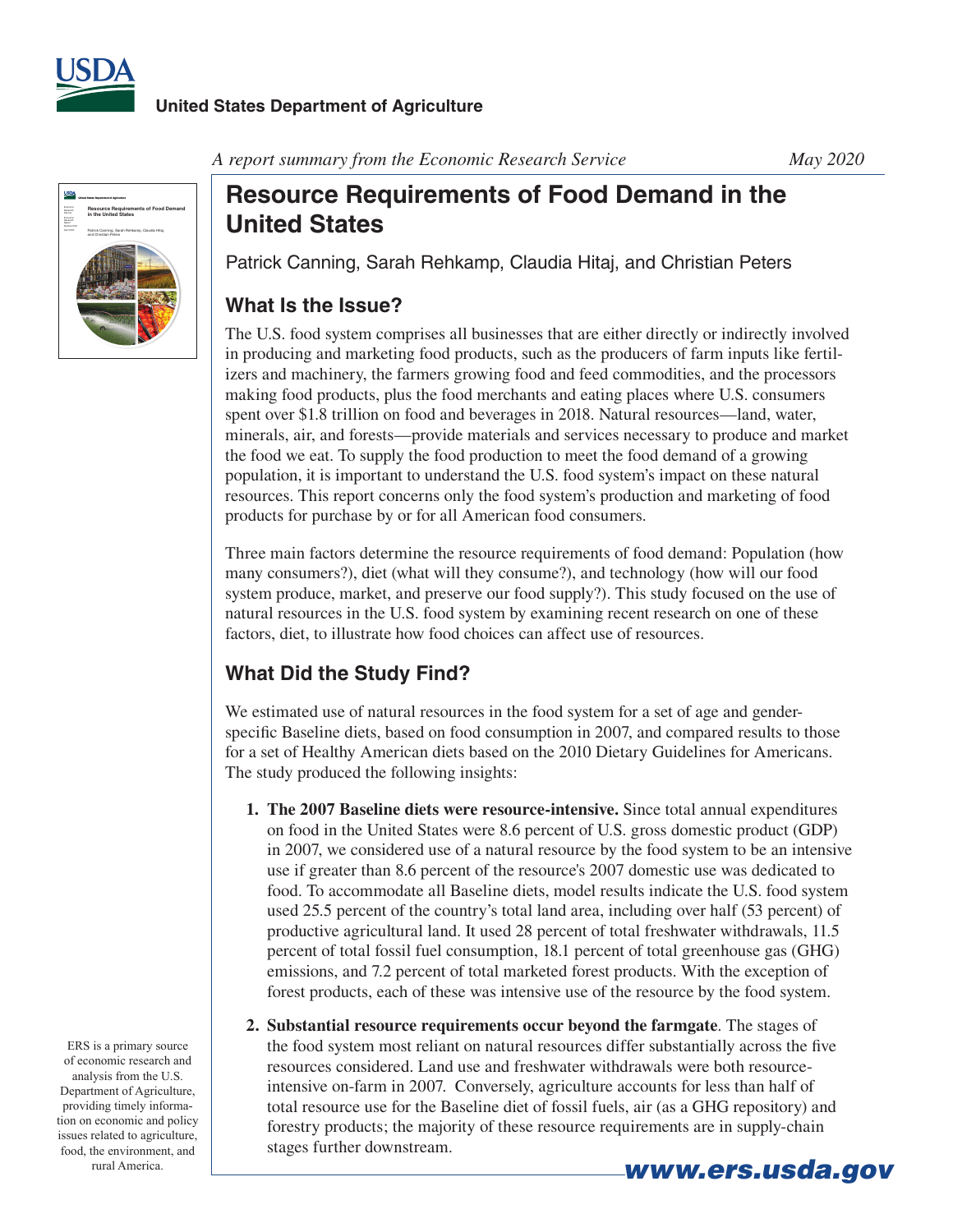United States Department of Agriculture

*A report summary from the Economic Research Service* *May 2020*

# Resource Requirements of Food Demand in the United States

Patrick Canning, Sarah Rehkamp, Claudia Hitaj, and Christian Peters

## What Is the Issue?

The U.S. food system comprises all businesses that are either directly or indirectly involved in producing and marketing food products, such as the producers of farm inputs like fertilizers and machinery, the farmers growing food and feed commodities, and the processors making food products, plus the food merchants and eating places where U.S. consumers spent over $1.8 trillion on food and beverages in 2018. Natural resources—land, water, minerals, air, and forests—provide materials and services necessary to produce and market the food we eat. To supply the food production to meet the food demand of a growing population, it is important to understand the U.S. food system's impact on these natural resources. This report concerns only the food system's production and marketing of food products for purchase by or for all American food consumers.

Three main factors determine the resource requirements of food demand: Population (how many consumers?), diet (what will they consume?), and technology (how will our food system produce, market, and preserve our food supply?). This study focused on the use of natural resources in the U.S. food system by examining recent research on one of these factors, diet, to illustrate how food choices can affect use of resources.

## What Did the Study Find?

We estimated use of natural resources in the food system for a set of age and gender-specific Baseline diets, based on food consumption in 2007, and compared results to those for a set of Healthy American diets based on the 2010 Dietary Guidelines for Americans. The study produced the following insights:

1. **The 2007 Baseline diets were resource-intensive.** Since total annual expenditures on food in the United States were 8.6 percent of U.S. gross domestic product (GDP) in 2007, we considered use of a natural resource by the food system to be an intensive use if greater than 8.6 percent of the resource's 2007 domestic use was dedicated to food. To accommodate all Baseline diets, model results indicate the U.S. food system used 25.5 percent of the country's total land area, including over half (53 percent) of productive agricultural land. It used 28 percent of total freshwater withdrawals, 11.5 percent of total fossil fuel consumption, 18.1 percent of total greenhouse gas (GHG) emissions, and 7.2 percent of total marketed forest products. With the exception of forest products, each of these was intensive use of the resource by the food system.

2. **Substantial resource requirements occur beyond the farmgate**. The stages of the food system most reliant on natural resources differ substantially across the five resources considered. Land use and freshwater withdrawals were both resource-intensive on-farm in 2007. Conversely, agriculture accounts for less than half of total resource use for the Baseline diet of fossil fuels, air (as a GHG repository) and forestry products; the majority of these resource requirements are in supply-chain stages further downstream.

ERS is a primary source of economic research and analysis from the U.S. Department of Agriculture, providing timely information on economic and policy issues related to agriculture, food, the environment, and rural America.

www.ers.usda.gov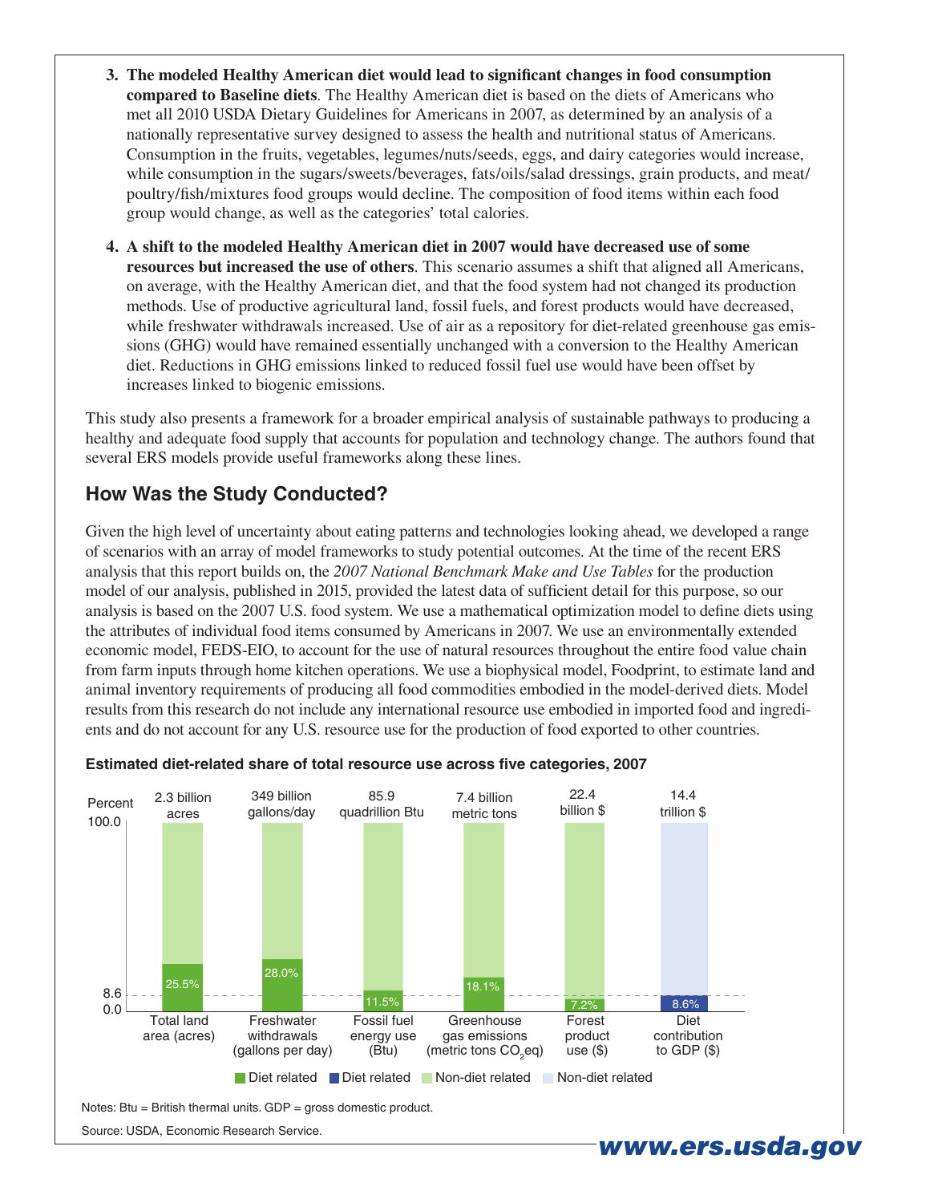3. **The modeled Healthy American diet would lead to significant changes in food consumption compared to Baseline diets**. The Healthy American diet is based on the diets of Americans who met all 2010 USDA Dietary Guidelines for Americans in 2007, as determined by an analysis of a nationally representative survey designed to assess the health and nutritional status of Americans. Consumption in the fruits, vegetables, legumes/nuts/seeds, eggs, and dairy categories would increase, while consumption in the sugars/sweets/beverages, fats/oils/salad dressings, grain products, and meat/poultry/fish/mixtures food groups would decline. The composition of food items within each food group would change, as well as the categories' total calories.

4. **A shift to the modeled Healthy American diet in 2007 would have decreased use of some resources but increased the use of others**. This scenario assumes a shift that aligned all Americans, on average, with the Healthy American diet, and that the food system had not changed its production methods. Use of productive agricultural land, fossil fuels, and forest products would have decreased, while freshwater withdrawals increased. Use of air as a repository for diet-related greenhouse gas emissions (GHG) would have remained essentially unchanged with a conversion to the Healthy American diet. Reductions in GHG emissions linked to reduced fossil fuel use would have been offset by increases linked to biogenic emissions.

This study also presents a framework for a broader empirical analysis of sustainable pathways to producing a healthy and adequate food supply that accounts for population and technology change. The authors found that several ERS models provide useful frameworks along these lines.

## How Was the Study Conducted?

Given the high level of uncertainty about eating patterns and technologies looking ahead, we developed a range of scenarios with an array of model frameworks to study potential outcomes. At the time of the recent ERS analysis that this report builds on, the *2007 National Benchmark Make and Use Tables* for the production model of our analysis, published in 2015, provided the latest data of sufficient detail for this purpose, so our analysis is based on the 2007 U.S. food system. We use a mathematical optimization model to define diets using the attributes of individual food items consumed by Americans in 2007. We use an environmentally extended economic model, FEDS-EIO, to account for the use of natural resources throughout the entire food value chain from farm inputs through home kitchen operations. We use a biophysical model, Foodprint, to estimate land and animal inventory requirements of producing all food commodities embodied in the model-derived diets. Model results from this research do not include any international resource use embodied in imported food and ingredients and do not account for any U.S. resource use for the production of food exported to other countries.

**Estimated diet-related share of total resource use across five categories, 2007**

Percent
100.0
8.6
0.0

2.3 billion acres — Total land area (acres) — 25.5%
349 billion gallons/day — Freshwater withdrawals (gallons per day) — 28.0%
85.9 quadrillion Btu — Fossil fuel energy use (Btu) — 11.5%
7.4 billion metric tons — Greenhouse gas emissions (metric tons $CO_2$eq) — 18.1%
22.4 billion $ — Forest product use ($) — 7.2%
14.4 trillion $ — Diet contribution to GDP ($) — 8.6%

Diet related | Diet related | Non-diet related | Non-diet related

Notes: Btu = British thermal units. GDP = gross domestic product.

Source: USDA, Economic Research Service.

www.ers.usda.gov